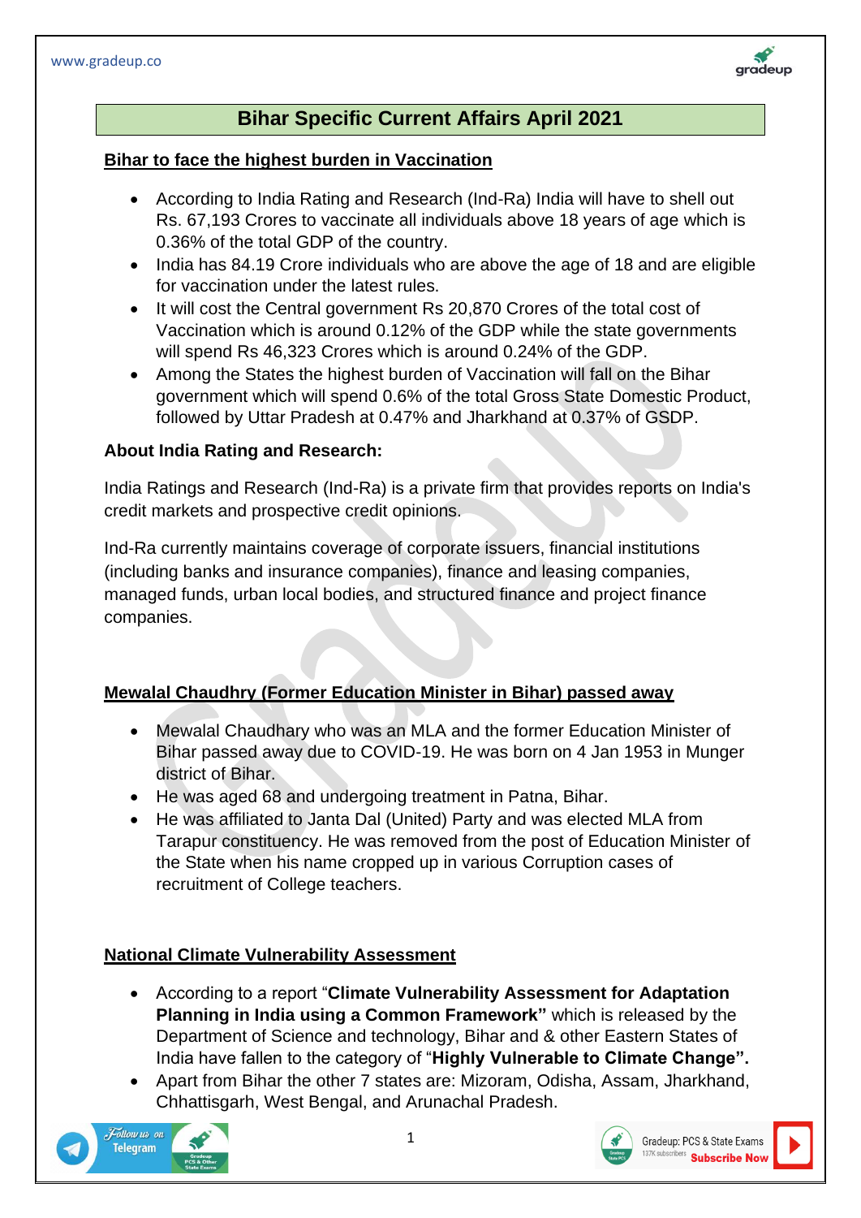# Bihar Specific Current Affairs April 2021

## Bihar to face the highest burden in Vaccination

- According to India Rating and Research (Ind-Ra) India will have to shell out Rs. 67,193 Crores to vaccinate all individuals above 18 years of age which is 0.36% of the total GDP of the country.
- India has 84.19 Crore individuals who are above the age of 18 and are eligible for vaccination under the latest rules.
- It will cost the Central government Rs 20,870 Crores of the total cost of Vaccination which is around 0.12% of the GDP while the state governments will spend Rs 46,323 Crores which is around 0.24% of the GDP.
- Among the States the highest burden of Vaccination will fall on the Bihar government which will spend 0.6% of the total Gross State Domestic Product, followed by Uttar Pradesh at 0.47% and Jharkhand at 0.37% of GSDP.

**About India Rating and Research:**

India Ratings and Research (Ind-Ra) is a private firm that provides reports on India's credit markets and prospective credit opinions.

Ind-Ra currently maintains coverage of corporate issuers, financial institutions (including banks and insurance companies), finance and leasing companies, managed funds, urban local bodies, and structured finance and project finance companies.

## Mewalal Chaudhry (Former Education Minister in Bihar) passed away

- Mewalal Chaudhary who was an MLA and the former Education Minister of Bihar passed away due to COVID-19. He was born on 4 Jan 1953 in Munger district of Bihar.
- He was aged 68 and undergoing treatment in Patna, Bihar.
- He was affiliated to Janta Dal (United) Party and was elected MLA from Tarapur constituency. He was removed from the post of Education Minister of the State when his name cropped up in various Corruption cases of recruitment of College teachers.

## National Climate Vulnerability Assessment

- According to a report "**Climate Vulnerability Assessment for Adaptation Planning in India using a Common Framework"** which is released by the Department of Science and technology, Bihar and & other Eastern States of India have fallen to the category of "**Highly Vulnerable to Climate Change".**
- Apart from Bihar the other 7 states are: Mizoram, Odisha, Assam, Jharkhand, Chhattisgarh, West Bengal, and Arunachal Pradesh.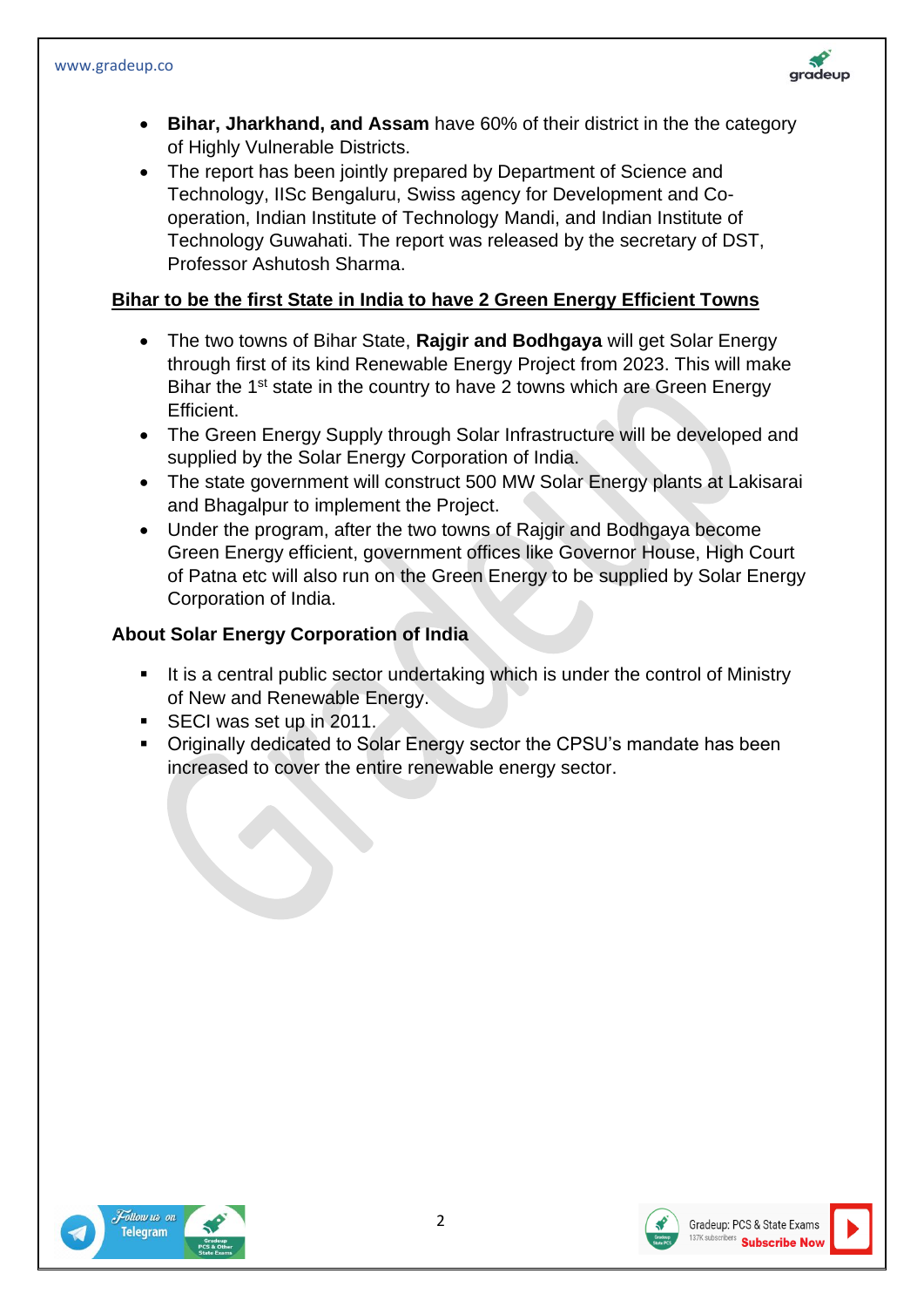- **Bihar, Jharkhand, and Assam** have 60% of their district in the the category of Highly Vulnerable Districts.
- The report has been jointly prepared by Department of Science and Technology, IISc Bengaluru, Swiss agency for Development and Co-operation, Indian Institute of Technology Mandi, and Indian Institute of Technology Guwahati. The report was released by the secretary of DST, Professor Ashutosh Sharma.

## Bihar to be the first State in India to have 2 Green Energy Efficient Towns

- The two towns of Bihar State, **Rajgir and Bodhgaya** will get Solar Energy through first of its kind Renewable Energy Project from 2023. This will make Bihar the 1st state in the country to have 2 towns which are Green Energy Efficient.
- The Green Energy Supply through Solar Infrastructure will be developed and supplied by the Solar Energy Corporation of India.
- The state government will construct 500 MW Solar Energy plants at Lakisarai and Bhagalpur to implement the Project.
- Under the program, after the two towns of Rajgir and Bodhgaya become Green Energy efficient, government offices like Governor House, High Court of Patna etc will also run on the Green Energy to be supplied by Solar Energy Corporation of India.

### About Solar Energy Corporation of India

- It is a central public sector undertaking which is under the control of Ministry of New and Renewable Energy.
- SECI was set up in 2011.
- Originally dedicated to Solar Energy sector the CPSU's mandate has been increased to cover the entire renewable energy sector.